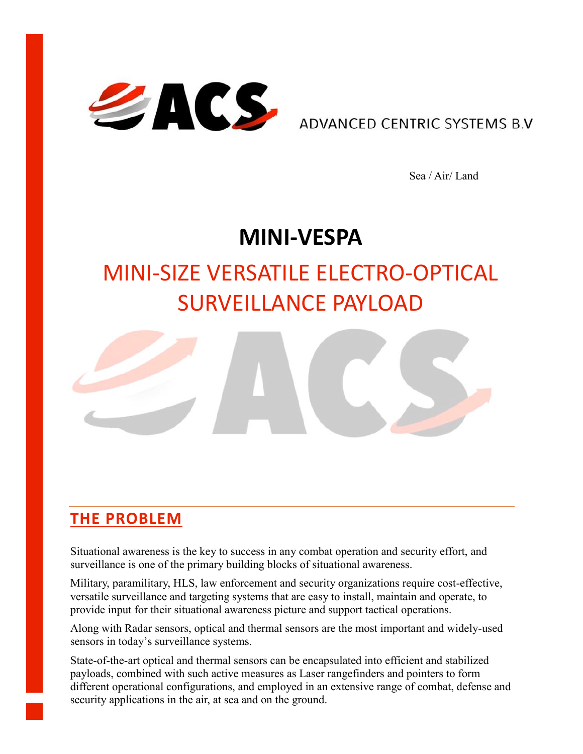ADVANCED CENTRIC SYSTEMS B.V

Sea / Air/ Land

# MINI-VESPA

## MINI-SIZE VERSATILE ELECTRO-OPTICAL SURVEILLANCE PAYLOAD

## THE PROBLEM

Situational awareness is the key to success in any combat operation and security effort, and surveillance is one of the primary building blocks of situational awareness.

Military, paramilitary, HLS, law enforcement and security organizations require cost-effective, versatile surveillance and targeting systems that are easy to install, maintain and operate, to provide input for their situational awareness picture and support tactical operations.

Along with Radar sensors, optical and thermal sensors are the most important and widely-used sensors in today's surveillance systems.

State-of-the-art optical and thermal sensors can be encapsulated into efficient and stabilized payloads, combined with such active measures as Laser rangefinders and pointers to form different operational configurations, and employed in an extensive range of combat, defense and security applications in the air, at sea and on the ground.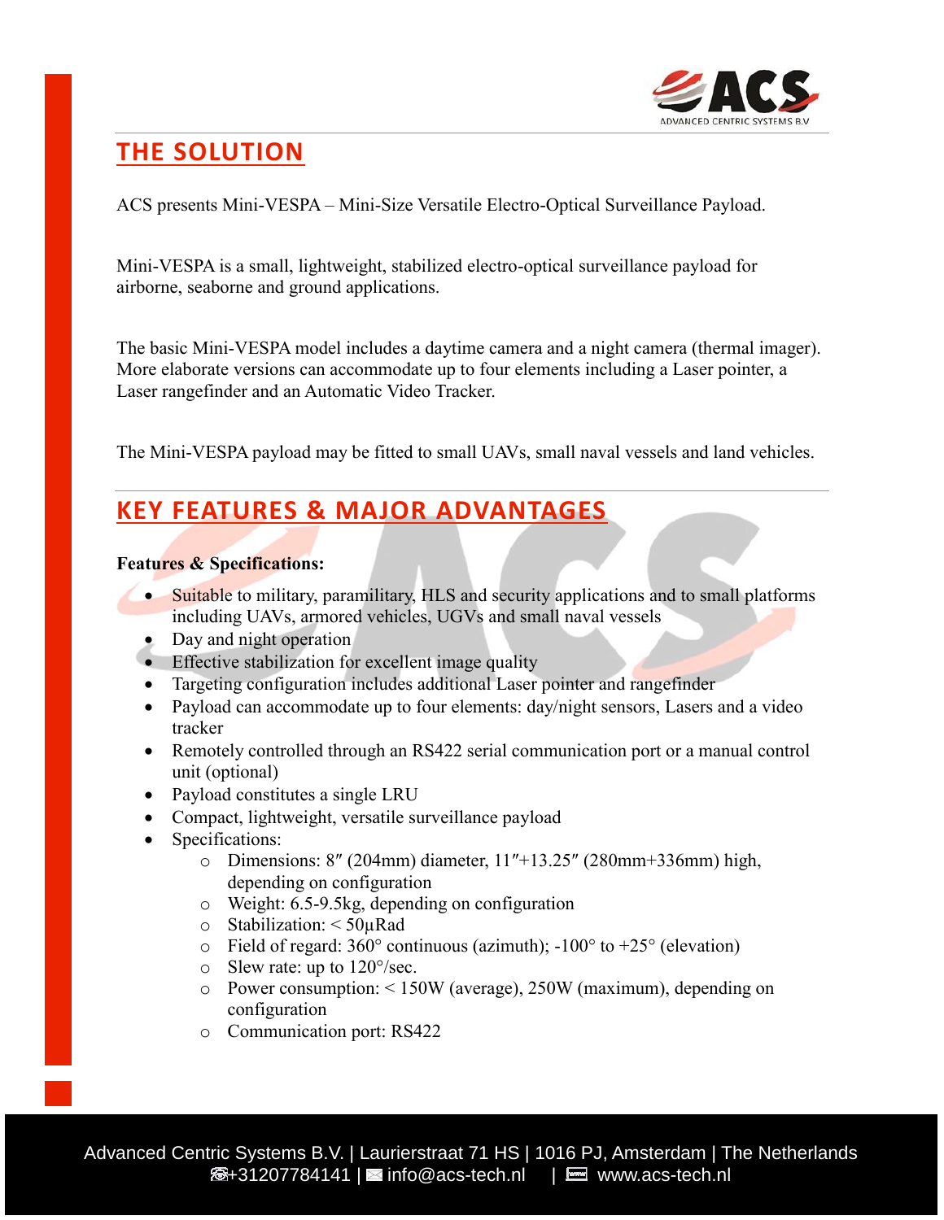## THE SOLUTION

ACS presents Mini-VESPA – Mini-Size Versatile Electro-Optical Surveillance Payload.

Mini-VESPA is a small, lightweight, stabilized electro-optical surveillance payload for airborne, seaborne and ground applications.

The basic Mini-VESPA model includes a daytime camera and a night camera (thermal imager). More elaborate versions can accommodate up to four elements including a Laser pointer, a Laser rangefinder and an Automatic Video Tracker.

The Mini-VESPA payload may be fitted to small UAVs, small naval vessels and land vehicles.

## KEY FEATURES & MAJOR ADVANTAGES

**Features & Specifications:**

- Suitable to military, paramilitary, HLS and security applications and to small platforms including UAVs, armored vehicles, UGVs and small naval vessels
- Day and night operation
- Effective stabilization for excellent image quality
- Targeting configuration includes additional Laser pointer and rangefinder
- Payload can accommodate up to four elements: day/night sensors, Lasers and a video tracker
- Remotely controlled through an RS422 serial communication port or a manual control unit (optional)
- Payload constitutes a single LRU
- Compact, lightweight, versatile surveillance payload
- Specifications:
  - Dimensions: 8″ (204mm) diameter, 11″+13.25″ (280mm+336mm) high, depending on configuration
  - Weight: 6.5-9.5kg, depending on configuration
  - Stabilization: < 50µRad
  - Field of regard: 360° continuous (azimuth); -100° to +25° (elevation)
  - Slew rate: up to 120°/sec.
  - Power consumption: < 150W (average), 250W (maximum), depending on configuration
  - Communication port: RS422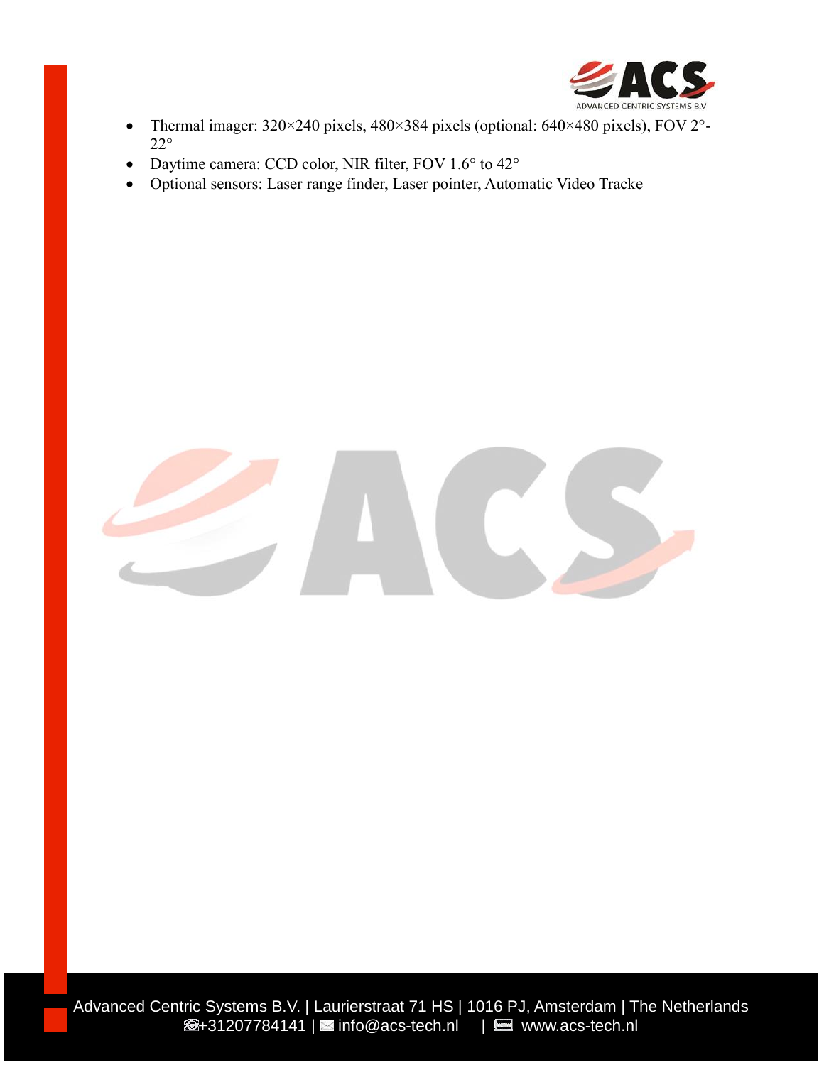- Thermal imager: 320×240 pixels, 480×384 pixels (optional: 640×480 pixels), FOV 2°-22°
- Daytime camera: CCD color, NIR filter, FOV 1.6° to 42°
- Optional sensors: Laser range finder, Laser pointer, Automatic Video Tracke